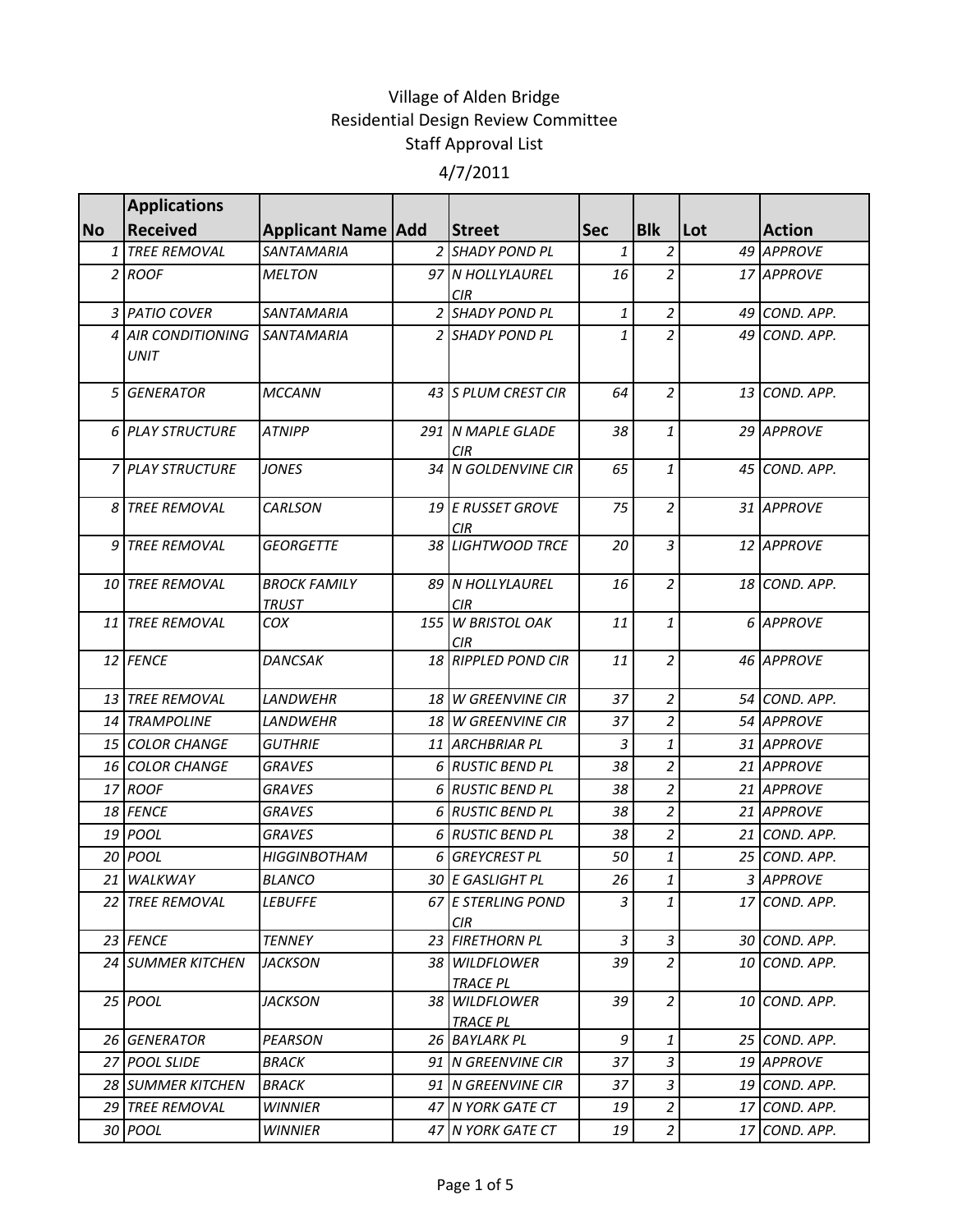# Village of Alden Bridge
## Residential Design Review Committee
### Staff Approval List
### 4/7/2011

| No | Applications Received | Applicant Name | Add | Street | Sec | Blk | Lot | Action |
|---|---|---|---|---|---|---|---|---|
| 1 | TREE REMOVAL | SANTAMARIA | 2 | SHADY POND PL | 1 | 2 | 49 | APPROVE |
| 2 | ROOF | MELTON | 97 | N HOLLYLAUREL CIR | 16 | 2 | 17 | APPROVE |
| 3 | PATIO COVER | SANTAMARIA | 2 | SHADY POND PL | 1 | 2 | 49 | COND. APP. |
| 4 | AIR CONDITIONING UNIT | SANTAMARIA | 2 | SHADY POND PL | 1 | 2 | 49 | COND. APP. |
| 5 | GENERATOR | MCCANN | 43 | S PLUM CREST CIR | 64 | 2 | 13 | COND. APP. |
| 6 | PLAY STRUCTURE | ATNIPP | 291 | N MAPLE GLADE CIR | 38 | 1 | 29 | APPROVE |
| 7 | PLAY STRUCTURE | JONES | 34 | N GOLDENVINE CIR | 65 | 1 | 45 | COND. APP. |
| 8 | TREE REMOVAL | CARLSON | 19 | E RUSSET GROVE CIR | 75 | 2 | 31 | APPROVE |
| 9 | TREE REMOVAL | GEORGETTE | 38 | LIGHTWOOD TRCE | 20 | 3 | 12 | APPROVE |
| 10 | TREE REMOVAL | BROCK FAMILY TRUST | 89 | N HOLLYLAUREL CIR | 16 | 2 | 18 | COND. APP. |
| 11 | TREE REMOVAL | COX | 155 | W BRISTOL OAK CIR | 11 | 1 | 6 | APPROVE |
| 12 | FENCE | DANCSAK | 18 | RIPPLED POND CIR | 11 | 2 | 46 | APPROVE |
| 13 | TREE REMOVAL | LANDWEHR | 18 | W GREENVINE CIR | 37 | 2 | 54 | COND. APP. |
| 14 | TRAMPOLINE | LANDWEHR | 18 | W GREENVINE CIR | 37 | 2 | 54 | APPROVE |
| 15 | COLOR CHANGE | GUTHRIE | 11 | ARCHBRIAR PL | 3 | 1 | 31 | APPROVE |
| 16 | COLOR CHANGE | GRAVES | 6 | RUSTIC BEND PL | 38 | 2 | 21 | APPROVE |
| 17 | ROOF | GRAVES | 6 | RUSTIC BEND PL | 38 | 2 | 21 | APPROVE |
| 18 | FENCE | GRAVES | 6 | RUSTIC BEND PL | 38 | 2 | 21 | APPROVE |
| 19 | POOL | GRAVES | 6 | RUSTIC BEND PL | 38 | 2 | 21 | COND. APP. |
| 20 | POOL | HIGGINBOTHAM | 6 | GREYCREST PL | 50 | 1 | 25 | COND. APP. |
| 21 | WALKWAY | BLANCO | 30 | E GASLIGHT PL | 26 | 1 | 3 | APPROVE |
| 22 | TREE REMOVAL | LEBUFFE | 67 | E STERLING POND CIR | 3 | 1 | 17 | COND. APP. |
| 23 | FENCE | TENNEY | 23 | FIRETHORN PL | 3 | 3 | 30 | COND. APP. |
| 24 | SUMMER KITCHEN | JACKSON | 38 | WILDFLOWER TRACE PL | 39 | 2 | 10 | COND. APP. |
| 25 | POOL | JACKSON | 38 | WILDFLOWER TRACE PL | 39 | 2 | 10 | COND. APP. |
| 26 | GENERATOR | PEARSON | 26 | BAYLARK PL | 9 | 1 | 25 | COND. APP. |
| 27 | POOL SLIDE | BRACK | 91 | N GREENVINE CIR | 37 | 3 | 19 | APPROVE |
| 28 | SUMMER KITCHEN | BRACK | 91 | N GREENVINE CIR | 37 | 3 | 19 | COND. APP. |
| 29 | TREE REMOVAL | WINNIER | 47 | N YORK GATE CT | 19 | 2 | 17 | COND. APP. |
| 30 | POOL | WINNIER | 47 | N YORK GATE CT | 19 | 2 | 17 | COND. APP. |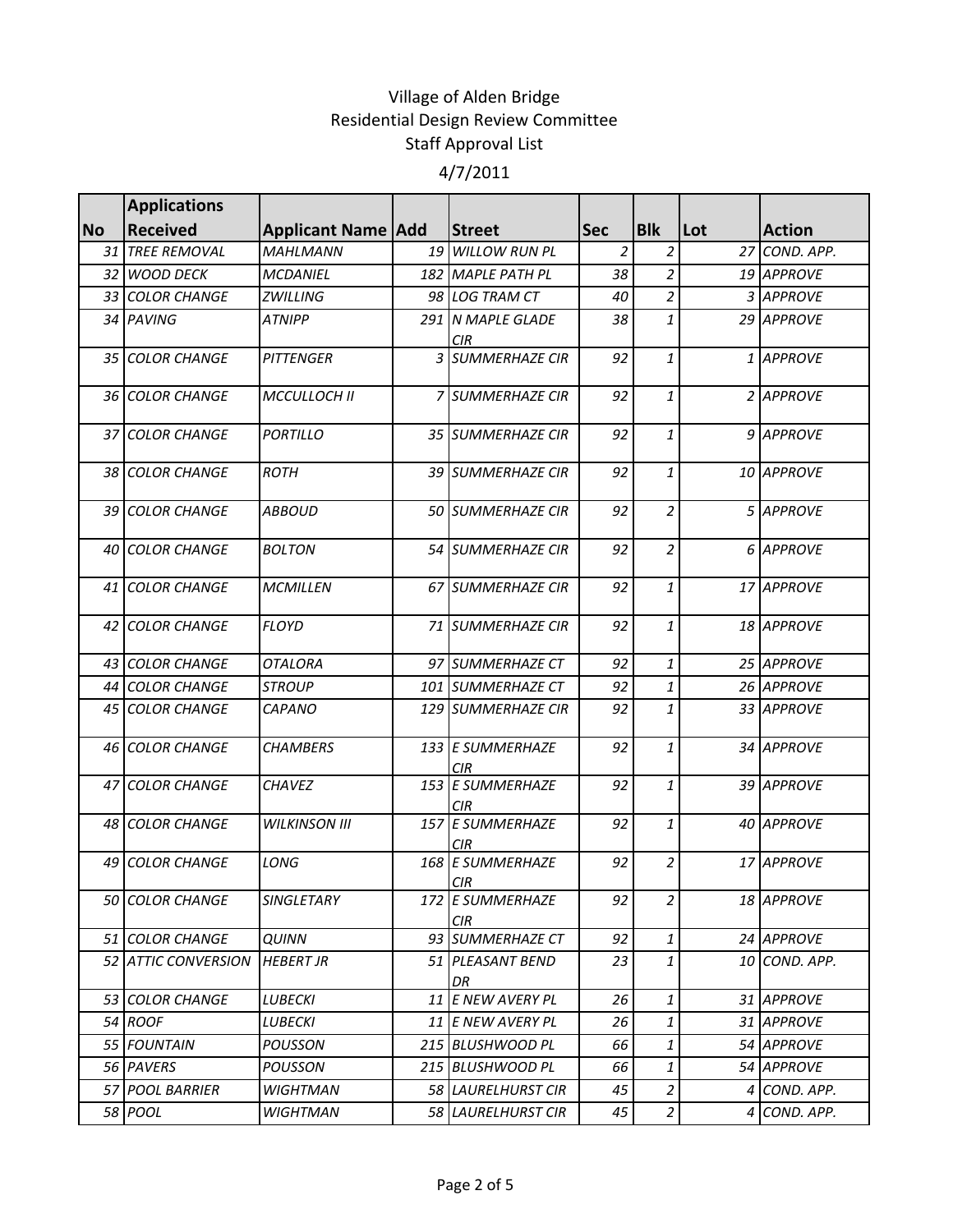Village of Alden Bridge
Residential Design Review Committee
Staff Approval List
4/7/2011

| No | Applications Received | Applicant Name | Add | Street | Sec | Blk | Lot | Action |
|---|---|---|---|---|---|---|---|---|
| 31 | TREE REMOVAL | MAHLMANN | 19 | WILLOW RUN PL | 2 | 2 | 27 | COND. APP. |
| 32 | WOOD DECK | MCDANIEL | 182 | MAPLE PATH PL | 38 | 2 | 19 | APPROVE |
| 33 | COLOR CHANGE | ZWILLING | 98 | LOG TRAM CT | 40 | 2 | 3 | APPROVE |
| 34 | PAVING | ATNIPP | 291 | N MAPLE GLADE CIR | 38 | 1 | 29 | APPROVE |
| 35 | COLOR CHANGE | PITTENGER | 3 | SUMMERHAZE CIR | 92 | 1 | 1 | APPROVE |
| 36 | COLOR CHANGE | MCCULLOCH II | 7 | SUMMERHAZE CIR | 92 | 1 | 2 | APPROVE |
| 37 | COLOR CHANGE | PORTILLO | 35 | SUMMERHAZE CIR | 92 | 1 | 9 | APPROVE |
| 38 | COLOR CHANGE | ROTH | 39 | SUMMERHAZE CIR | 92 | 1 | 10 | APPROVE |
| 39 | COLOR CHANGE | ABBOUD | 50 | SUMMERHAZE CIR | 92 | 2 | 5 | APPROVE |
| 40 | COLOR CHANGE | BOLTON | 54 | SUMMERHAZE CIR | 92 | 2 | 6 | APPROVE |
| 41 | COLOR CHANGE | MCMILLEN | 67 | SUMMERHAZE CIR | 92 | 1 | 17 | APPROVE |
| 42 | COLOR CHANGE | FLOYD | 71 | SUMMERHAZE CIR | 92 | 1 | 18 | APPROVE |
| 43 | COLOR CHANGE | OTALORA | 97 | SUMMERHAZE CT | 92 | 1 | 25 | APPROVE |
| 44 | COLOR CHANGE | STROUP | 101 | SUMMERHAZE CT | 92 | 1 | 26 | APPROVE |
| 45 | COLOR CHANGE | CAPANO | 129 | SUMMERHAZE CIR | 92 | 1 | 33 | APPROVE |
| 46 | COLOR CHANGE | CHAMBERS | 133 | E SUMMERHAZE CIR | 92 | 1 | 34 | APPROVE |
| 47 | COLOR CHANGE | CHAVEZ | 153 | E SUMMERHAZE CIR | 92 | 1 | 39 | APPROVE |
| 48 | COLOR CHANGE | WILKINSON III | 157 | E SUMMERHAZE CIR | 92 | 1 | 40 | APPROVE |
| 49 | COLOR CHANGE | LONG | 168 | E SUMMERHAZE CIR | 92 | 2 | 17 | APPROVE |
| 50 | COLOR CHANGE | SINGLETARY | 172 | E SUMMERHAZE CIR | 92 | 2 | 18 | APPROVE |
| 51 | COLOR CHANGE | QUINN | 93 | SUMMERHAZE CT | 92 | 1 | 24 | APPROVE |
| 52 | ATTIC CONVERSION | HEBERT JR | 51 | PLEASANT BEND DR | 23 | 1 | 10 | COND. APP. |
| 53 | COLOR CHANGE | LUBECKI | 11 | E NEW AVERY PL | 26 | 1 | 31 | APPROVE |
| 54 | ROOF | LUBECKI | 11 | E NEW AVERY PL | 26 | 1 | 31 | APPROVE |
| 55 | FOUNTAIN | POUSSON | 215 | BLUSHWOOD PL | 66 | 1 | 54 | APPROVE |
| 56 | PAVERS | POUSSON | 215 | BLUSHWOOD PL | 66 | 1 | 54 | APPROVE |
| 57 | POOL BARRIER | WIGHTMAN | 58 | LAURELHURST CIR | 45 | 2 | 4 | COND. APP. |
| 58 | POOL | WIGHTMAN | 58 | LAURELHURST CIR | 45 | 2 | 4 | COND. APP. |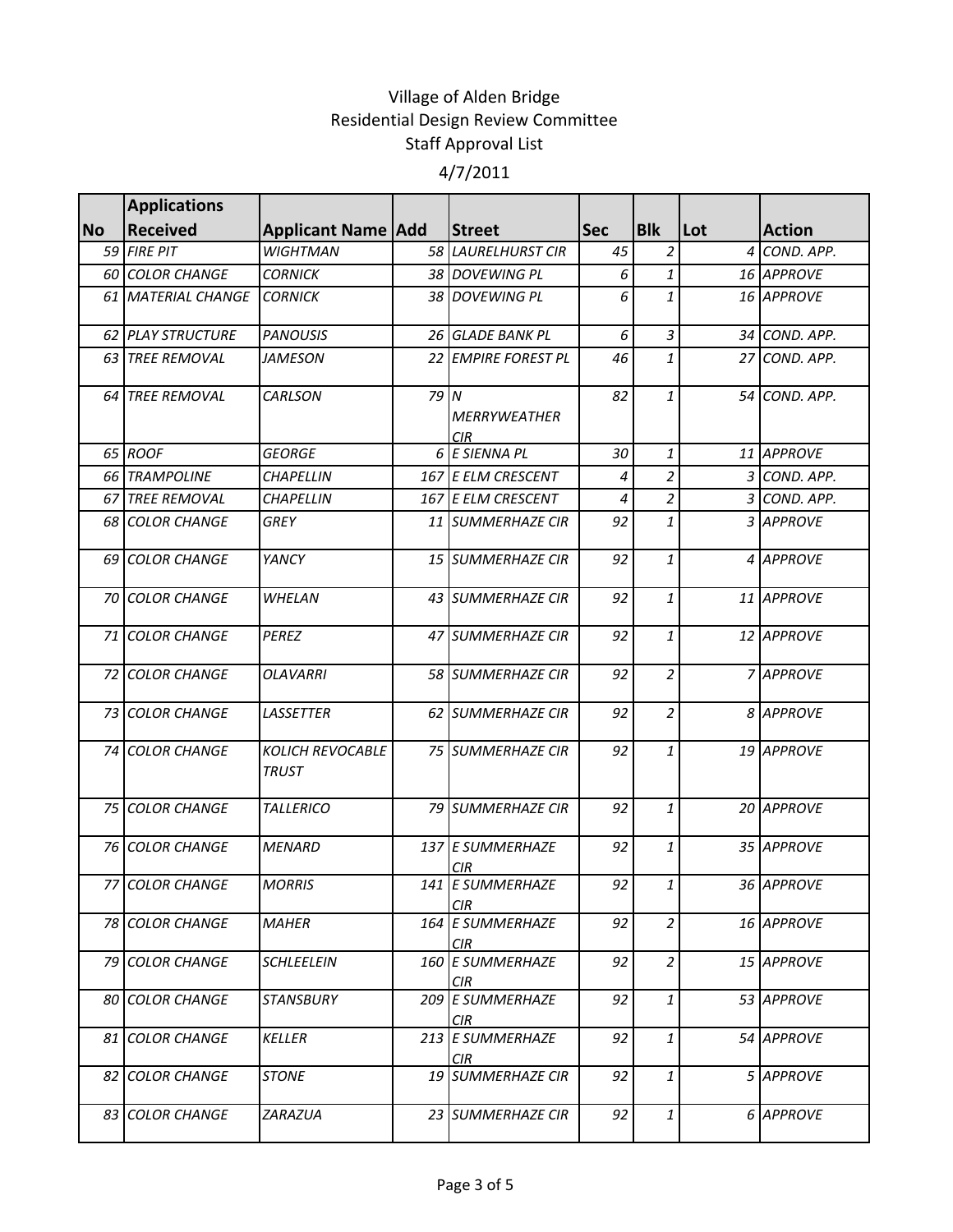Village of Alden Bridge
Residential Design Review Committee
Staff Approval List

4/7/2011

| No | Applications Received | Applicant Name | Add | Street | Sec | Blk | Lot | Action |
|---|---|---|---|---|---|---|---|---|
| 59 | FIRE PIT | WIGHTMAN | 58 | LAURELHURST CIR | 45 | 2 | 4 | COND. APP. |
| 60 | COLOR CHANGE | CORNICK | 38 | DOVEWING PL | 6 | 1 | 16 | APPROVE |
| 61 | MATERIAL CHANGE | CORNICK | 38 | DOVEWING PL | 6 | 1 | 16 | APPROVE |
| 62 | PLAY STRUCTURE | PANOUSIS | 26 | GLADE BANK PL | 6 | 3 | 34 | COND. APP. |
| 63 | TREE REMOVAL | JAMESON | 22 | EMPIRE FOREST PL | 46 | 1 | 27 | COND. APP. |
| 64 | TREE REMOVAL | CARLSON | 79 | N MERRYWEATHER CIR | 82 | 1 | 54 | COND. APP. |
| 65 | ROOF | GEORGE | 6 | E SIENNA PL | 30 | 1 | 11 | APPROVE |
| 66 | TRAMPOLINE | CHAPELLIN | 167 | E ELM CRESCENT | 4 | 2 | 3 | COND. APP. |
| 67 | TREE REMOVAL | CHAPELLIN | 167 | E ELM CRESCENT | 4 | 2 | 3 | COND. APP. |
| 68 | COLOR CHANGE | GREY | 11 | SUMMERHAZE CIR | 92 | 1 | 3 | APPROVE |
| 69 | COLOR CHANGE | YANCY | 15 | SUMMERHAZE CIR | 92 | 1 | 4 | APPROVE |
| 70 | COLOR CHANGE | WHELAN | 43 | SUMMERHAZE CIR | 92 | 1 | 11 | APPROVE |
| 71 | COLOR CHANGE | PEREZ | 47 | SUMMERHAZE CIR | 92 | 1 | 12 | APPROVE |
| 72 | COLOR CHANGE | OLAVARRI | 58 | SUMMERHAZE CIR | 92 | 2 | 7 | APPROVE |
| 73 | COLOR CHANGE | LASSETTER | 62 | SUMMERHAZE CIR | 92 | 2 | 8 | APPROVE |
| 74 | COLOR CHANGE | KOLICH REVOCABLE TRUST | 75 | SUMMERHAZE CIR | 92 | 1 | 19 | APPROVE |
| 75 | COLOR CHANGE | TALLERICO | 79 | SUMMERHAZE CIR | 92 | 1 | 20 | APPROVE |
| 76 | COLOR CHANGE | MENARD | 137 | E SUMMERHAZE CIR | 92 | 1 | 35 | APPROVE |
| 77 | COLOR CHANGE | MORRIS | 141 | E SUMMERHAZE CIR | 92 | 1 | 36 | APPROVE |
| 78 | COLOR CHANGE | MAHER | 164 | E SUMMERHAZE CIR | 92 | 2 | 16 | APPROVE |
| 79 | COLOR CHANGE | SCHLEELEIN | 160 | E SUMMERHAZE CIR | 92 | 2 | 15 | APPROVE |
| 80 | COLOR CHANGE | STANSBURY | 209 | E SUMMERHAZE CIR | 92 | 1 | 53 | APPROVE |
| 81 | COLOR CHANGE | KELLER | 213 | E SUMMERHAZE CIR | 92 | 1 | 54 | APPROVE |
| 82 | COLOR CHANGE | STONE | 19 | SUMMERHAZE CIR | 92 | 1 | 5 | APPROVE |
| 83 | COLOR CHANGE | ZARAZUA | 23 | SUMMERHAZE CIR | 92 | 1 | 6 | APPROVE |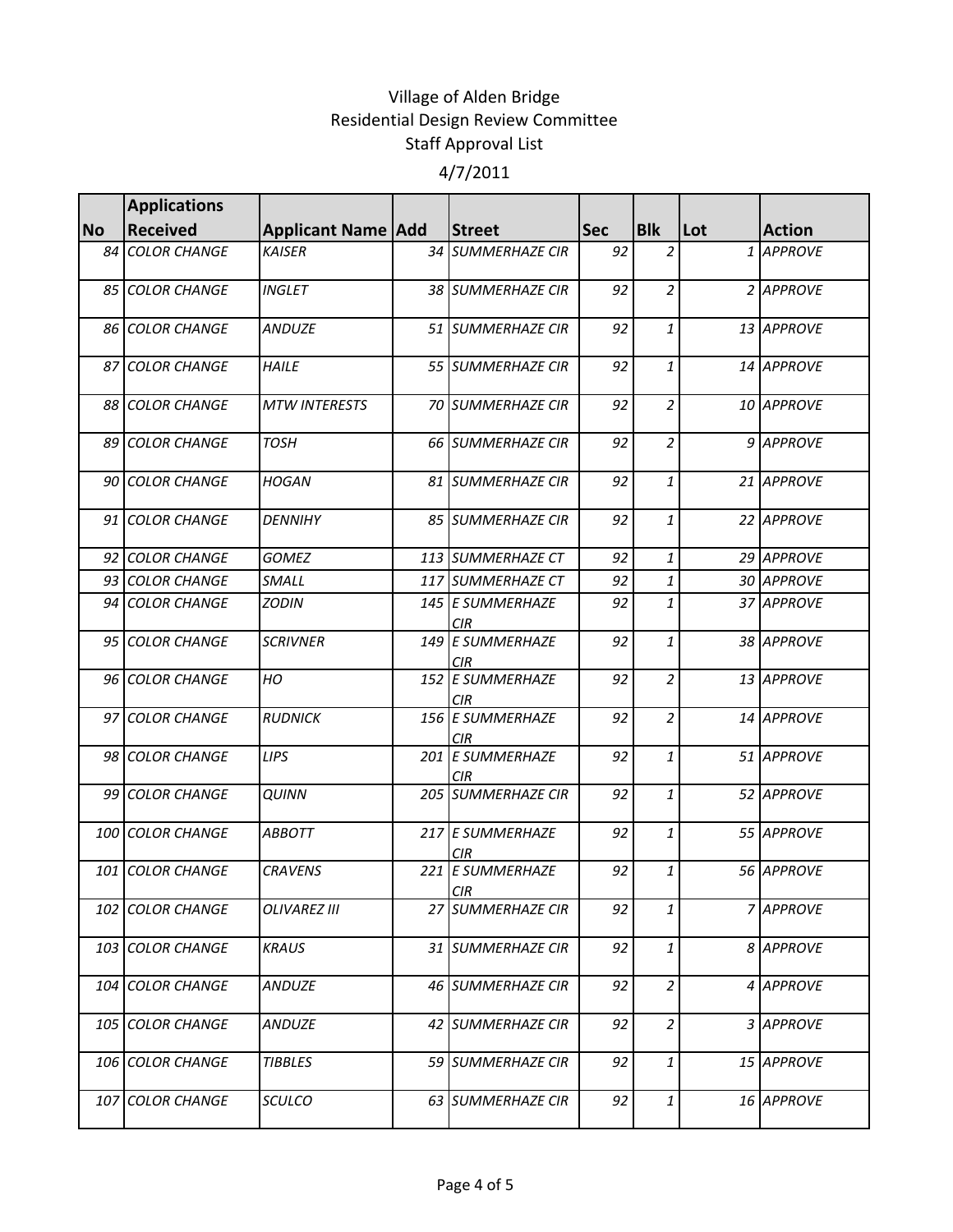Village of Alden Bridge
Residential Design Review Committee
Staff Approval List

4/7/2011

| No | Applications Received | Applicant Name | Add | Street | Sec | Blk | Lot | Action |
|---|---|---|---|---|---|---|---|---|
| 84 | COLOR CHANGE | KAISER | 34 | SUMMERHAZE CIR | 92 | 2 | 1 | APPROVE |
| 85 | COLOR CHANGE | INGLET | 38 | SUMMERHAZE CIR | 92 | 2 | 2 | APPROVE |
| 86 | COLOR CHANGE | ANDUZE | 51 | SUMMERHAZE CIR | 92 | 1 | 13 | APPROVE |
| 87 | COLOR CHANGE | HAILE | 55 | SUMMERHAZE CIR | 92 | 1 | 14 | APPROVE |
| 88 | COLOR CHANGE | MTW INTERESTS | 70 | SUMMERHAZE CIR | 92 | 2 | 10 | APPROVE |
| 89 | COLOR CHANGE | TOSH | 66 | SUMMERHAZE CIR | 92 | 2 | 9 | APPROVE |
| 90 | COLOR CHANGE | HOGAN | 81 | SUMMERHAZE CIR | 92 | 1 | 21 | APPROVE |
| 91 | COLOR CHANGE | DENNIHY | 85 | SUMMERHAZE CIR | 92 | 1 | 22 | APPROVE |
| 92 | COLOR CHANGE | GOMEZ | 113 | SUMMERHAZE CT | 92 | 1 | 29 | APPROVE |
| 93 | COLOR CHANGE | SMALL | 117 | SUMMERHAZE CT | 92 | 1 | 30 | APPROVE |
| 94 | COLOR CHANGE | ZODIN | 145 | E SUMMERHAZE CIR | 92 | 1 | 37 | APPROVE |
| 95 | COLOR CHANGE | SCRIVNER | 149 | E SUMMERHAZE CIR | 92 | 1 | 38 | APPROVE |
| 96 | COLOR CHANGE | HO | 152 | E SUMMERHAZE CIR | 92 | 2 | 13 | APPROVE |
| 97 | COLOR CHANGE | RUDNICK | 156 | E SUMMERHAZE CIR | 92 | 2 | 14 | APPROVE |
| 98 | COLOR CHANGE | LIPS | 201 | E SUMMERHAZE CIR | 92 | 1 | 51 | APPROVE |
| 99 | COLOR CHANGE | QUINN | 205 | SUMMERHAZE CIR | 92 | 1 | 52 | APPROVE |
| 100 | COLOR CHANGE | ABBOTT | 217 | E SUMMERHAZE CIR | 92 | 1 | 55 | APPROVE |
| 101 | COLOR CHANGE | CRAVENS | 221 | E SUMMERHAZE CIR | 92 | 1 | 56 | APPROVE |
| 102 | COLOR CHANGE | OLIVAREZ III | 27 | SUMMERHAZE CIR | 92 | 1 | 7 | APPROVE |
| 103 | COLOR CHANGE | KRAUS | 31 | SUMMERHAZE CIR | 92 | 1 | 8 | APPROVE |
| 104 | COLOR CHANGE | ANDUZE | 46 | SUMMERHAZE CIR | 92 | 2 | 4 | APPROVE |
| 105 | COLOR CHANGE | ANDUZE | 42 | SUMMERHAZE CIR | 92 | 2 | 3 | APPROVE |
| 106 | COLOR CHANGE | TIBBLES | 59 | SUMMERHAZE CIR | 92 | 1 | 15 | APPROVE |
| 107 | COLOR CHANGE | SCULCO | 63 | SUMMERHAZE CIR | 92 | 1 | 16 | APPROVE |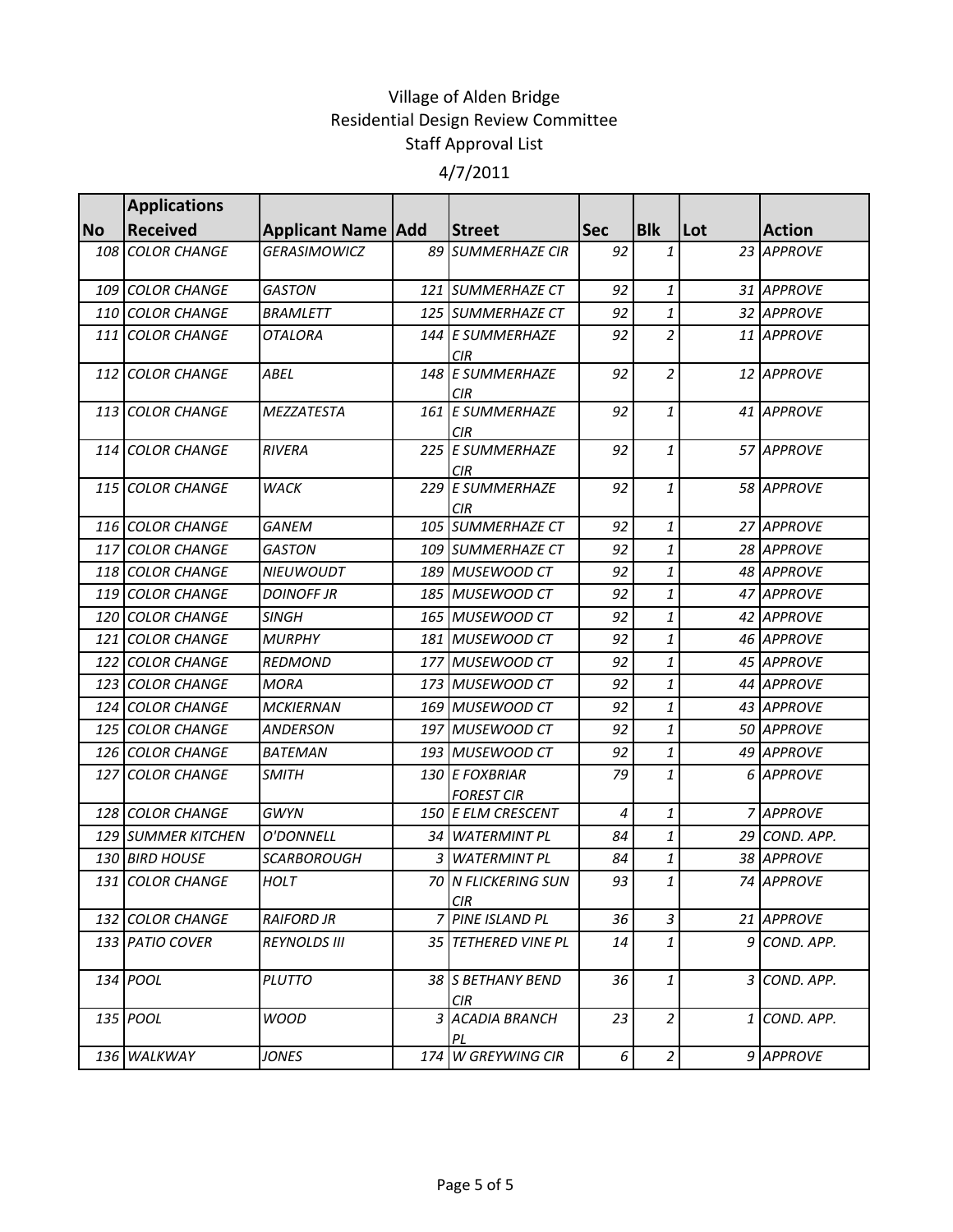Village of Alden Bridge
Residential Design Review Committee
Staff Approval List

4/7/2011

| No | Applications Received | Applicant Name | Add | Street | Sec | Blk | Lot | Action |
|---|---|---|---|---|---|---|---|---|
| 108 | COLOR CHANGE | GERASIMOWICZ | 89 | SUMMERHAZE CIR | 92 | 1 | 23 | APPROVE |
| 109 | COLOR CHANGE | GASTON | 121 | SUMMERHAZE CT | 92 | 1 | 31 | APPROVE |
| 110 | COLOR CHANGE | BRAMLETT | 125 | SUMMERHAZE CT | 92 | 1 | 32 | APPROVE |
| 111 | COLOR CHANGE | OTALORA | 144 | E SUMMERHAZE CIR | 92 | 2 | 11 | APPROVE |
| 112 | COLOR CHANGE | ABEL | 148 | E SUMMERHAZE CIR | 92 | 2 | 12 | APPROVE |
| 113 | COLOR CHANGE | MEZZATESTA | 161 | E SUMMERHAZE CIR | 92 | 1 | 41 | APPROVE |
| 114 | COLOR CHANGE | RIVERA | 225 | E SUMMERHAZE CIR | 92 | 1 | 57 | APPROVE |
| 115 | COLOR CHANGE | WACK | 229 | E SUMMERHAZE CIR | 92 | 1 | 58 | APPROVE |
| 116 | COLOR CHANGE | GANEM | 105 | SUMMERHAZE CT | 92 | 1 | 27 | APPROVE |
| 117 | COLOR CHANGE | GASTON | 109 | SUMMERHAZE CT | 92 | 1 | 28 | APPROVE |
| 118 | COLOR CHANGE | NIEUWOUDT | 189 | MUSEWOOD CT | 92 | 1 | 48 | APPROVE |
| 119 | COLOR CHANGE | DOINOFF JR | 185 | MUSEWOOD CT | 92 | 1 | 47 | APPROVE |
| 120 | COLOR CHANGE | SINGH | 165 | MUSEWOOD CT | 92 | 1 | 42 | APPROVE |
| 121 | COLOR CHANGE | MURPHY | 181 | MUSEWOOD CT | 92 | 1 | 46 | APPROVE |
| 122 | COLOR CHANGE | REDMOND | 177 | MUSEWOOD CT | 92 | 1 | 45 | APPROVE |
| 123 | COLOR CHANGE | MORA | 173 | MUSEWOOD CT | 92 | 1 | 44 | APPROVE |
| 124 | COLOR CHANGE | MCKIERNAN | 169 | MUSEWOOD CT | 92 | 1 | 43 | APPROVE |
| 125 | COLOR CHANGE | ANDERSON | 197 | MUSEWOOD CT | 92 | 1 | 50 | APPROVE |
| 126 | COLOR CHANGE | BATEMAN | 193 | MUSEWOOD CT | 92 | 1 | 49 | APPROVE |
| 127 | COLOR CHANGE | SMITH | 130 | E FOXBRIAR FOREST CIR | 79 | 1 | 6 | APPROVE |
| 128 | COLOR CHANGE | GWYN | 150 | E ELM CRESCENT | 4 | 1 | 7 | APPROVE |
| 129 | SUMMER KITCHEN | O'DONNELL | 34 | WATERMINT PL | 84 | 1 | 29 | COND. APP. |
| 130 | BIRD HOUSE | SCARBOROUGH | 3 | WATERMINT PL | 84 | 1 | 38 | APPROVE |
| 131 | COLOR CHANGE | HOLT | 70 | N FLICKERING SUN CIR | 93 | 1 | 74 | APPROVE |
| 132 | COLOR CHANGE | RAIFORD JR | 7 | PINE ISLAND PL | 36 | 3 | 21 | APPROVE |
| 133 | PATIO COVER | REYNOLDS III | 35 | TETHERED VINE PL | 14 | 1 | 9 | COND. APP. |
| 134 | POOL | PLUTTO | 38 | S BETHANY BEND CIR | 36 | 1 | 3 | COND. APP. |
| 135 | POOL | WOOD | 3 | ACADIA BRANCH PL | 23 | 2 | 1 | COND. APP. |
| 136 | WALKWAY | JONES | 174 | W GREYWING CIR | 6 | 2 | 9 | APPROVE |